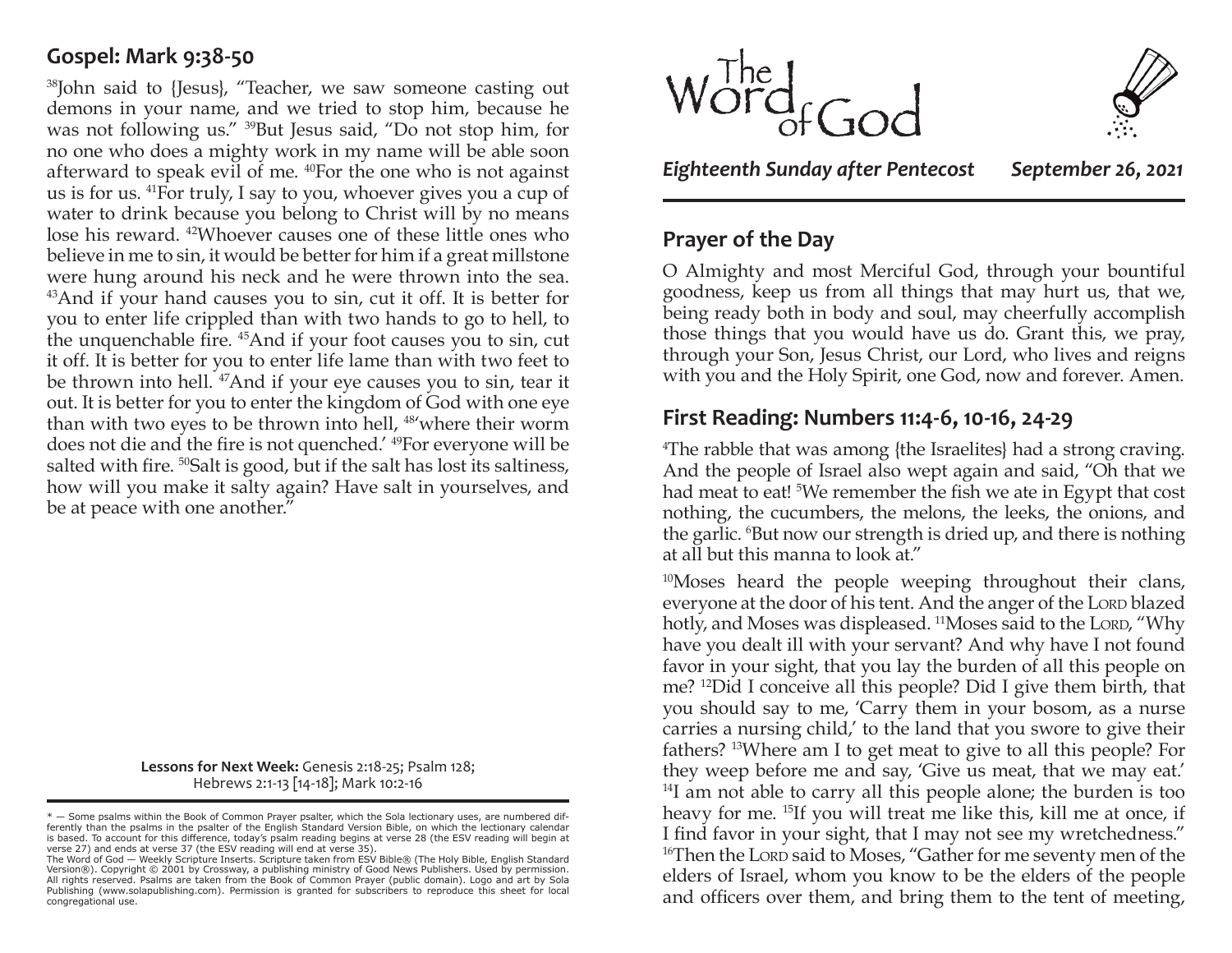## Gospel: Mark 9:38-50

[38]John said to {Jesus}, "Teacher, we saw someone casting out demons in your name, and we tried to stop him, because he was not following us." [39]But Jesus said, "Do not stop him, for no one who does a mighty work in my name will be able soon afterward to speak evil of me. [40]For the one who is not against us is for us. [41]For truly, I say to you, whoever gives you a cup of water to drink because you belong to Christ will by no means lose his reward. [42]Whoever causes one of these little ones who believe in me to sin, it would be better for him if a great millstone were hung around his neck and he were thrown into the sea. [43]And if your hand causes you to sin, cut it off. It is better for you to enter life crippled than with two hands to go to hell, to the unquenchable fire. [45]And if your foot causes you to sin, cut it off. It is better for you to enter life lame than with two feet to be thrown into hell. [47]And if your eye causes you to sin, tear it out. It is better for you to enter the kingdom of God with one eye than with two eyes to be thrown into hell, [48]'where their worm does not die and the fire is not quenched.' [49]For everyone will be salted with fire. [50]Salt is good, but if the salt has lost its saltiness, how will you make it salty again? Have salt in yourselves, and be at peace with one another."

**Lessons for Next Week:** Genesis 2:18-25; Psalm 128; Hebrews 2:1-13 [14-18]; Mark 10:2-16

* — Some psalms within the Book of Common Prayer psalter, which the Sola lectionary uses, are numbered differently than the psalms in the psalter of the English Standard Version Bible, on which the lectionary calendar is based. To account for this difference, today's psalm reading begins at verse 28 (the ESV reading will begin at verse 27) and ends at verse 37 (the ESV reading will end at verse 35).

The Word of God — Weekly Scripture Inserts. Scripture taken from ESV Bible® (The Holy Bible, English Standard Version®). Copyright © 2001 by Crossway, a publishing ministry of Good News Publishers. Used by permission. All rights reserved. Psalms are taken from the Book of Common Prayer (public domain). Logo and art by Sola Publishing (www.solapublishing.com). Permission is granted for subscribers to reproduce this sheet for local congregational use.

# The Word of God

***Eighteenth Sunday after Pentecost*** ***September 26, 2021***

## Prayer of the Day

O Almighty and most Merciful God, through your bountiful goodness, keep us from all things that may hurt us, that we, being ready both in body and soul, may cheerfully accomplish those things that you would have us do. Grant this, we pray, through your Son, Jesus Christ, our Lord, who lives and reigns with you and the Holy Spirit, one God, now and forever. Amen.

## First Reading: Numbers 11:4-6, 10-16, 24-29

[4]The rabble that was among {the Israelites} had a strong craving. And the people of Israel also wept again and said, "Oh that we had meat to eat! [5]We remember the fish we ate in Egypt that cost nothing, the cucumbers, the melons, the leeks, the onions, and the garlic. [6]But now our strength is dried up, and there is nothing at all but this manna to look at."

[10]Moses heard the people weeping throughout their clans, everyone at the door of his tent. And the anger of the LORD blazed hotly, and Moses was displeased. [11]Moses said to the LORD, "Why have you dealt ill with your servant? And why have I not found favor in your sight, that you lay the burden of all this people on me? [12]Did I conceive all this people? Did I give them birth, that you should say to me, 'Carry them in your bosom, as a nurse carries a nursing child,' to the land that you swore to give their fathers? [13]Where am I to get meat to give to all this people? For they weep before me and say, 'Give us meat, that we may eat.' [14]I am not able to carry all this people alone; the burden is too heavy for me. [15]If you will treat me like this, kill me at once, if I find favor in your sight, that I may not see my wretchedness." [16]Then the LORD said to Moses, "Gather for me seventy men of the elders of Israel, whom you know to be the elders of the people and officers over them, and bring them to the tent of meeting,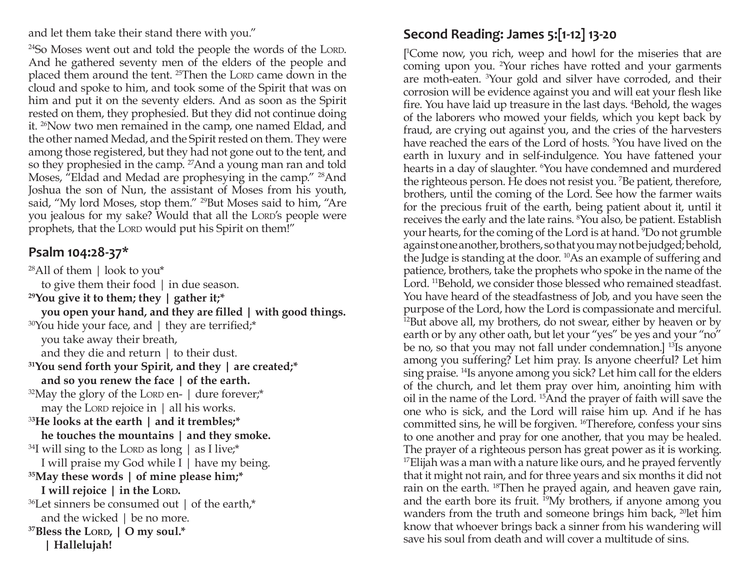and let them take their stand there with you."

[24]So Moses went out and told the people the words of the LORD. And he gathered seventy men of the elders of the people and placed them around the tent. [25]Then the LORD came down in the cloud and spoke to him, and took some of the Spirit that was on him and put it on the seventy elders. And as soon as the Spirit rested on them, they prophesied. But they did not continue doing it. [26]Now two men remained in the camp, one named Eldad, and the other named Medad, and the Spirit rested on them. They were among those registered, but they had not gone out to the tent, and so they prophesied in the camp. [27]And a young man ran and told Moses, "Eldad and Medad are prophesying in the camp." [28]And Joshua the son of Nun, the assistant of Moses from his youth, said, "My lord Moses, stop them." [29]But Moses said to him, "Are you jealous for my sake? Would that all the LORD's people were prophets, that the LORD would put his Spirit on them!"

## Psalm 104:28-37*

[28]All of them | look to you*
to give them their food | in due season.

**[29]You give it to them; they | gather it;***
**you open your hand, and they are filled | with good things.**

[30]You hide your face, and | they are terrified;*
you take away their breath,
and they die and return | to their dust.

**[31]You send forth your Spirit, and they | are created;***
**and so you renew the face | of the earth.**

[32]May the glory of the LORD en- | dure forever;*
may the LORD rejoice in | all his works.

**[33]He looks at the earth | and it trembles;***
**he touches the mountains | and they smoke.**

[34]I will sing to the LORD as long | as I live;*
I will praise my God while I | have my being.

**[35]May these words | of mine please him;***
**I will rejoice | in the LORD.**

[36]Let sinners be consumed out | of the earth,*
and the wicked | be no more.

**[37]Bless the LORD, | O my soul.***
**| Hallelujah!**

## Second Reading: James 5:[1-12] 13-20

[[1]Come now, you rich, weep and howl for the miseries that are coming upon you. [2]Your riches have rotted and your garments are moth-eaten. [3]Your gold and silver have corroded, and their corrosion will be evidence against you and will eat your flesh like fire. You have laid up treasure in the last days. [4]Behold, the wages of the laborers who mowed your fields, which you kept back by fraud, are crying out against you, and the cries of the harvesters have reached the ears of the Lord of hosts. [5]You have lived on the earth in luxury and in self-indulgence. You have fattened your hearts in a day of slaughter. [6]You have condemned and murdered the righteous person. He does not resist you. [7]Be patient, therefore, brothers, until the coming of the Lord. See how the farmer waits for the precious fruit of the earth, being patient about it, until it receives the early and the late rains. [8]You also, be patient. Establish your hearts, for the coming of the Lord is at hand. [9]Do not grumble against one another, brothers, so that you may not be judged; behold, the Judge is standing at the door. [10]As an example of suffering and patience, brothers, take the prophets who spoke in the name of the Lord. [11]Behold, we consider those blessed who remained steadfast. You have heard of the steadfastness of Job, and you have seen the purpose of the Lord, how the Lord is compassionate and merciful. [12]But above all, my brothers, do not swear, either by heaven or by earth or by any other oath, but let your "yes" be yes and your "no" be no, so that you may not fall under condemnation.] [13]Is anyone among you suffering? Let him pray. Is anyone cheerful? Let him sing praise. [14]Is anyone among you sick? Let him call for the elders of the church, and let them pray over him, anointing him with oil in the name of the Lord. [15]And the prayer of faith will save the one who is sick, and the Lord will raise him up. And if he has committed sins, he will be forgiven. [16]Therefore, confess your sins to one another and pray for one another, that you may be healed. The prayer of a righteous person has great power as it is working. [17]Elijah was a man with a nature like ours, and he prayed fervently that it might not rain, and for three years and six months it did not rain on the earth. [18]Then he prayed again, and heaven gave rain, and the earth bore its fruit. [19]My brothers, if anyone among you wanders from the truth and someone brings him back, [20]let him know that whoever brings back a sinner from his wandering will save his soul from death and will cover a multitude of sins.